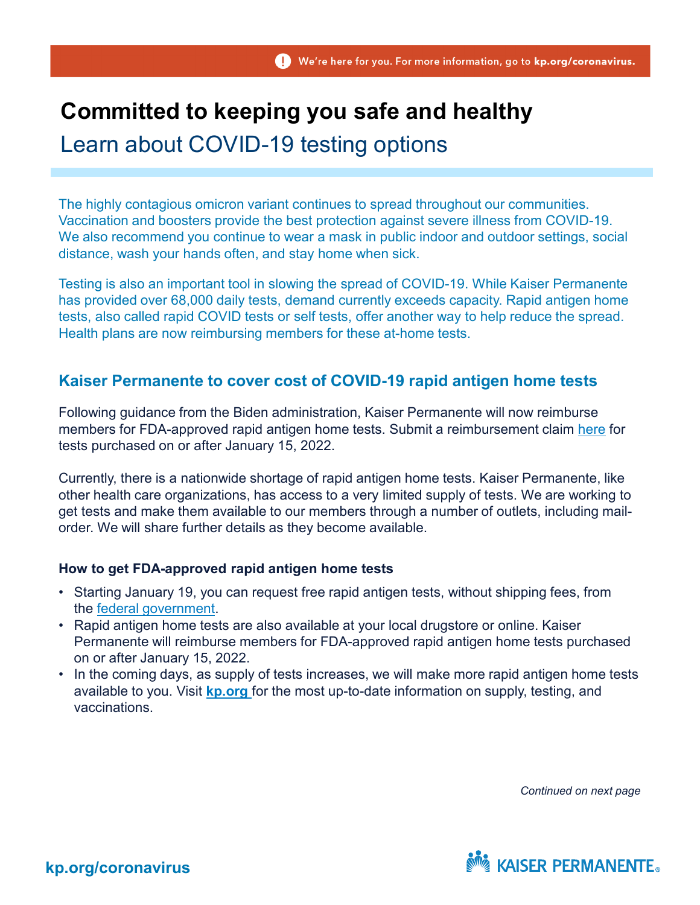We're here for you. For more information, go to **kp.org/coronavirus.**

# Committed to keeping you safe and healthy

## Learn about COVID-19 testing options

The highly contagious omicron variant continues to spread throughout our communities. Vaccination and boosters provide the best protection against severe illness from COVID-19. We also recommend you continue to wear a mask in public indoor and outdoor settings, social distance, wash your hands often, and stay home when sick.

Testing is also an important tool in slowing the spread of COVID-19. While Kaiser Permanente has provided over 68,000 daily tests, demand currently exceeds capacity. Rapid antigen home tests, also called rapid COVID tests or self tests, offer another way to help reduce the spread. Health plans are now reimbursing members for these at-home tests.

## Kaiser Permanente to cover cost of COVID-19 rapid antigen home tests

Following guidance from the Biden administration, Kaiser Permanente will now reimburse members for FDA-approved rapid antigen home tests. Submit a reimbursement claim here for tests purchased on or after January 15, 2022.

Currently, there is a nationwide shortage of rapid antigen home tests. Kaiser Permanente, like other health care organizations, has access to a very limited supply of tests. We are working to get tests and make them available to our members through a number of outlets, including mail-order. We will share further details as they become available.

### How to get FDA-approved rapid antigen home tests

- Starting January 19, you can request free rapid antigen tests, without shipping fees, from the federal government.
- Rapid antigen home tests are also available at your local drugstore or online. Kaiser Permanente will reimburse members for FDA-approved rapid antigen home tests purchased on or after January 15, 2022.
- In the coming days, as supply of tests increases, we will make more rapid antigen home tests available to you. Visit **kp.org** for the most up-to-date information on supply, testing, and vaccinations.

*Continued on next page*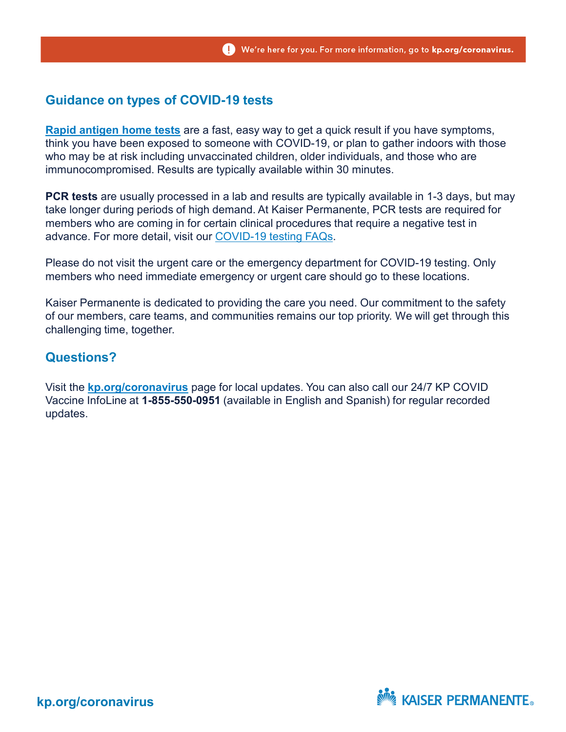## Guidance on types of COVID-19 tests

**Rapid antigen home tests** are a fast, easy way to get a quick result if you have symptoms, think you have been exposed to someone with COVID-19, or plan to gather indoors with those who may be at risk including unvaccinated children, older individuals, and those who are immunocompromised. Results are typically available within 30 minutes.

**PCR tests** are usually processed in a lab and results are typically available in 1-3 days, but may take longer during periods of high demand. At Kaiser Permanente, PCR tests are required for members who are coming in for certain clinical procedures that require a negative test in advance. For more detail, visit our COVID-19 testing FAQs.

Please do not visit the urgent care or the emergency department for COVID-19 testing. Only members who need immediate emergency or urgent care should go to these locations.

Kaiser Permanente is dedicated to providing the care you need. Our commitment to the safety of our members, care teams, and communities remains our top priority. We will get through this challenging time, together.

## Questions?

Visit the **kp.org/coronavirus** page for local updates. You can also call our 24/7 KP COVID Vaccine InfoLine at **1-855-550-0951** (available in English and Spanish) for regular recorded updates.